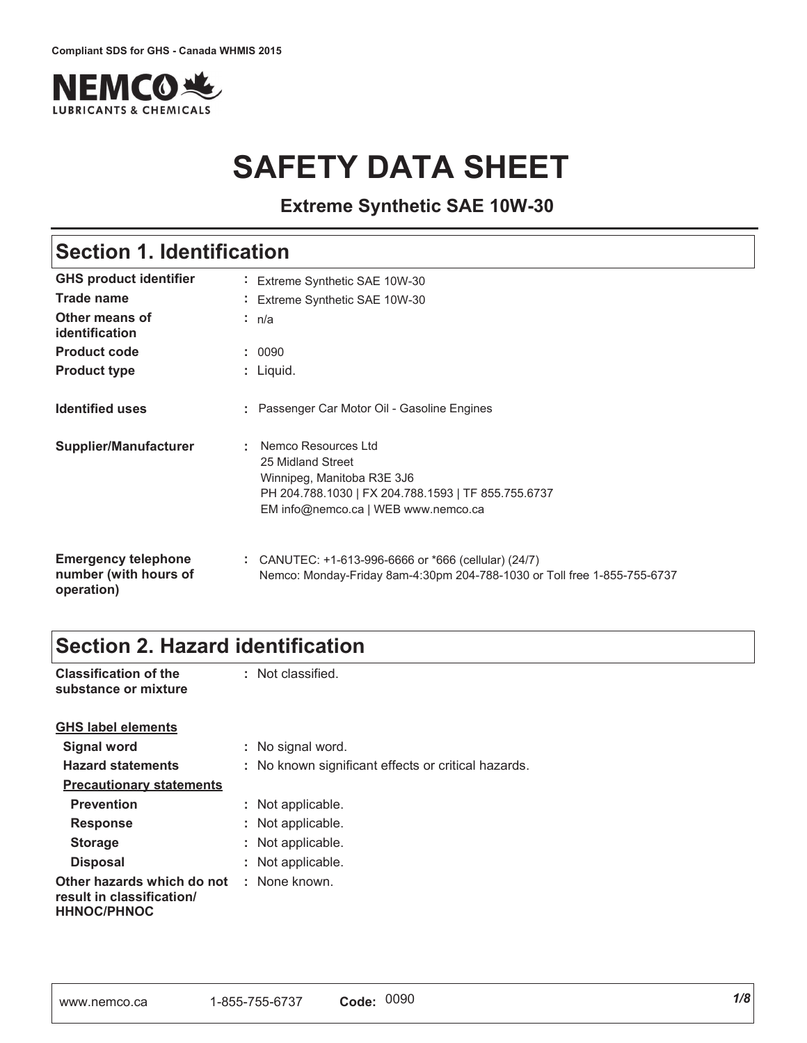Compliant SDS for GHS - Canada WHMIS 2015

NEMCO LUBRICANTS & CHEMICALS

# SAFETY DATA SHEET

**Extreme Synthetic SAE 10W-30**

## Section 1. Identification

| | |
|---|---|
| **GHS product identifier** | : Extreme Synthetic SAE 10W-30 |
| **Trade name** | : Extreme Synthetic SAE 10W-30 |
| **Other means of identification** | : n/a |
| **Product code** | : 0090 |
| **Product type** | : Liquid. |
| **Identified uses** | : Passenger Car Motor Oil - Gasoline Engines |
| **Supplier/Manufacturer** | : Nemco Resources Ltd<br>25 Midland Street<br>Winnipeg, Manitoba R3E 3J6<br>PH 204.788.1030 \| FX 204.788.1593 \| TF 855.755.6737<br>EM info@nemco.ca \| WEB www.nemco.ca |
| **Emergency telephone number (with hours of operation)** | : CANUTEC: +1-613-996-6666 or *666 (cellular) (24/7)<br>Nemco: Monday-Friday 8am-4:30pm 204-788-1030 or Toll free 1-855-755-6737 |

## Section 2. Hazard identification

| | |
|---|---|
| **Classification of the substance or mixture** | : Not classified. |

**GHS label elements**

| | |
|---|---|
| **Signal word** | : No signal word. |
| **Hazard statements** | : No known significant effects or critical hazards. |

**Precautionary statements**

| | |
|---|---|
| **Prevention** | : Not applicable. |
| **Response** | : Not applicable. |
| **Storage** | : Not applicable. |
| **Disposal** | : Not applicable. |
| **Other hazards which do not result in classification/ HHNOC/PHNOC** | : None known. |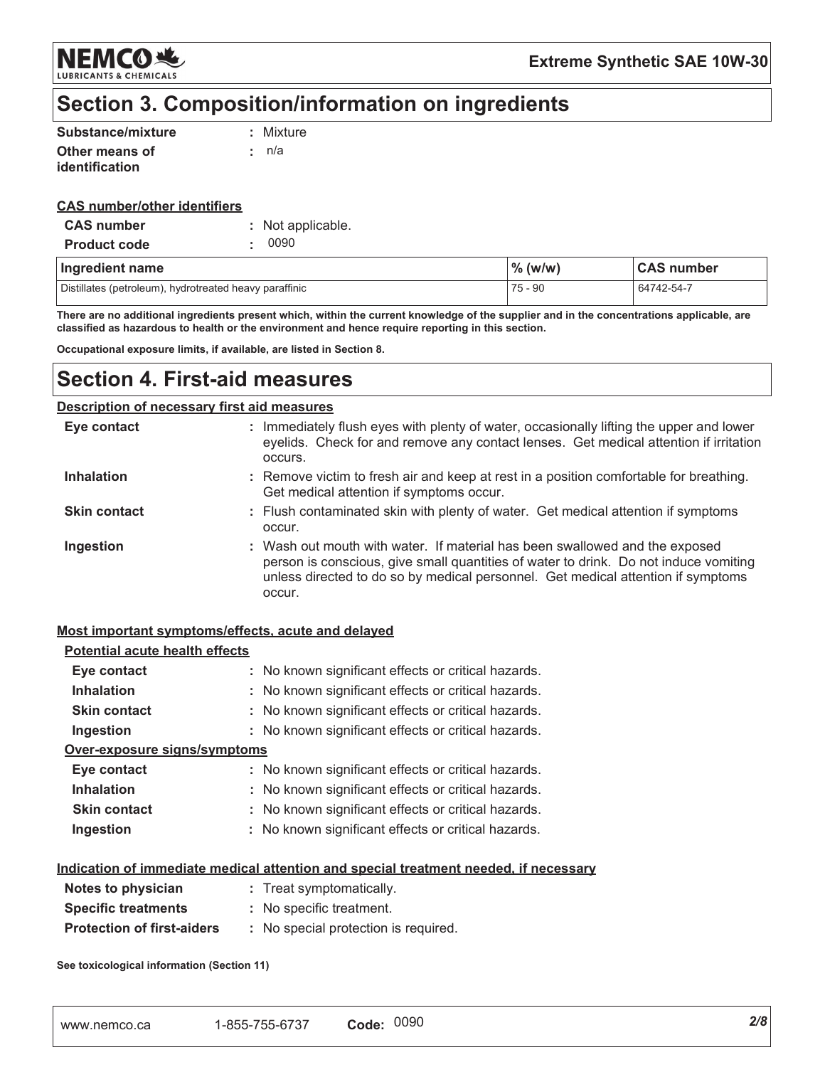## Section 3. Composition/information on ingredients

**Substance/mixture** : Mixture

**Other means of identification** : n/a

**CAS number/other identifiers**

**CAS number** : Not applicable.

**Product code** : 0090

| Ingredient name | % (w/w) | CAS number |
|---|---|---|
| Distillates (petroleum), hydrotreated heavy paraffinic | 75 - 90 | 64742-54-7 |

**There are no additional ingredients present which, within the current knowledge of the supplier and in the concentrations applicable, are classified as hazardous to health or the environment and hence require reporting in this section.**

**Occupational exposure limits, if available, are listed in Section 8.**

## Section 4. First-aid measures

**Description of necessary first aid measures**

**Eye contact** : Immediately flush eyes with plenty of water, occasionally lifting the upper and lower eyelids. Check for and remove any contact lenses. Get medical attention if irritation occurs.

**Inhalation** : Remove victim to fresh air and keep at rest in a position comfortable for breathing. Get medical attention if symptoms occur.

**Skin contact** : Flush contaminated skin with plenty of water. Get medical attention if symptoms occur.

**Ingestion** : Wash out mouth with water. If material has been swallowed and the exposed person is conscious, give small quantities of water to drink. Do not induce vomiting unless directed to do so by medical personnel. Get medical attention if symptoms occur.

**Most important symptoms/effects, acute and delayed**

**Potential acute health effects**

**Eye contact** : No known significant effects or critical hazards.

**Inhalation** : No known significant effects or critical hazards.

**Skin contact** : No known significant effects or critical hazards.

**Ingestion** : No known significant effects or critical hazards.

**Over-exposure signs/symptoms**

**Eye contact** : No known significant effects or critical hazards.

**Inhalation** : No known significant effects or critical hazards.

**Skin contact** : No known significant effects or critical hazards.

**Ingestion** : No known significant effects or critical hazards.

**Indication of immediate medical attention and special treatment needed, if necessary**

**Notes to physician** : Treat symptomatically.

**Specific treatments** : No specific treatment.

**Protection of first-aiders** : No special protection is required.

**See toxicological information (Section 11)**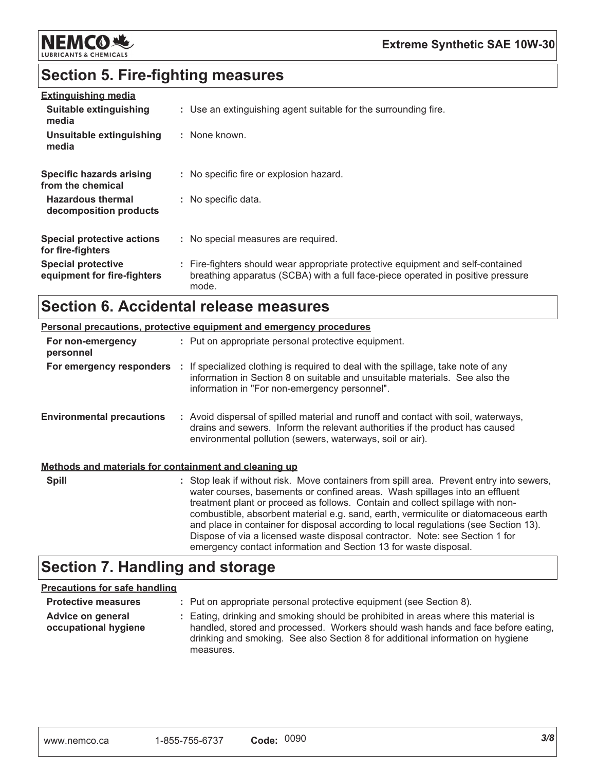## Section 5. Fire-fighting measures

**Extinguishing media**

| | |
|---|---|
| **Suitable extinguishing media** | : Use an extinguishing agent suitable for the surrounding fire. |
| **Unsuitable extinguishing media** | : None known. |
| **Specific hazards arising from the chemical** | : No specific fire or explosion hazard. |
| **Hazardous thermal decomposition products** | : No specific data. |
| **Special protective actions for fire-fighters** | : No special measures are required. |
| **Special protective equipment for fire-fighters** | : Fire-fighters should wear appropriate protective equipment and self-contained breathing apparatus (SCBA) with a full face-piece operated in positive pressure mode. |

## Section 6. Accidental release measures

**Personal precautions, protective equipment and emergency procedures**

| | |
|---|---|
| **For non-emergency personnel** | : Put on appropriate personal protective equipment. |
| **For emergency responders** | : If specialized clothing is required to deal with the spillage, take note of any information in Section 8 on suitable and unsuitable materials. See also the information in "For non-emergency personnel". |
| **Environmental precautions** | : Avoid dispersal of spilled material and runoff and contact with soil, waterways, drains and sewers. Inform the relevant authorities if the product has caused environmental pollution (sewers, waterways, soil or air). |

**Methods and materials for containment and cleaning up**

| | |
|---|---|
| **Spill** | : Stop leak if without risk. Move containers from spill area. Prevent entry into sewers, water courses, basements or confined areas. Wash spillages into an effluent treatment plant or proceed as follows. Contain and collect spillage with non-combustible, absorbent material e.g. sand, earth, vermiculite or diatomaceous earth and place in container for disposal according to local regulations (see Section 13). Dispose of via a licensed waste disposal contractor. Note: see Section 1 for emergency contact information and Section 13 for waste disposal. |

## Section 7. Handling and storage

**Precautions for safe handling**

| | |
|---|---|
| **Protective measures** | : Put on appropriate personal protective equipment (see Section 8). |
| **Advice on general occupational hygiene** | : Eating, drinking and smoking should be prohibited in areas where this material is handled, stored and processed. Workers should wash hands and face before eating, drinking and smoking. See also Section 8 for additional information on hygiene measures. |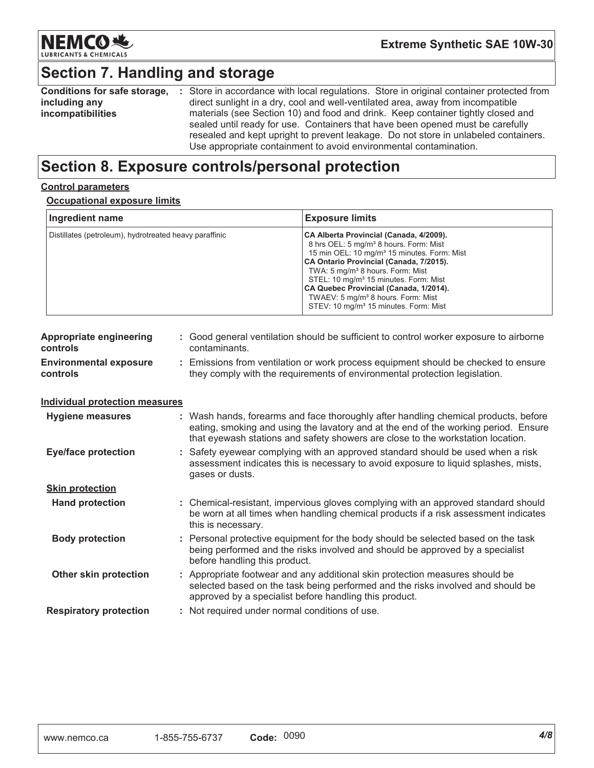## Section 7. Handling and storage

**Conditions for safe storage, including any incompatibilities** : Store in accordance with local regulations. Store in original container protected from direct sunlight in a dry, cool and well-ventilated area, away from incompatible materials (see Section 10) and food and drink. Keep container tightly closed and sealed until ready for use. Containers that have been opened must be carefully resealed and kept upright to prevent leakage. Do not store in unlabeled containers. Use appropriate containment to avoid environmental contamination.

## Section 8. Exposure controls/personal protection

### Control parameters

#### Occupational exposure limits

| Ingredient name | Exposure limits |
|---|---|
| Distillates (petroleum), hydrotreated heavy paraffinic | **CA Alberta Provincial (Canada, 4/2009).**<br>8 hrs OEL: 5 mg/m³ 8 hours. Form: Mist<br>15 min OEL: 10 mg/m³ 15 minutes. Form: Mist<br>**CA Ontario Provincial (Canada, 7/2015).**<br>TWA: 5 mg/m³ 8 hours. Form: Mist<br>STEL: 10 mg/m³ 15 minutes. Form: Mist<br>**CA Quebec Provincial (Canada, 1/2014).**<br>TWAEV: 5 mg/m³ 8 hours. Form: Mist<br>STEV: 10 mg/m³ 15 minutes. Form: Mist |

**Appropriate engineering controls** : Good general ventilation should be sufficient to control worker exposure to airborne contaminants.

**Environmental exposure controls** : Emissions from ventilation or work process equipment should be checked to ensure they comply with the requirements of environmental protection legislation.

### Individual protection measures

**Hygiene measures** : Wash hands, forearms and face thoroughly after handling chemical products, before eating, smoking and using the lavatory and at the end of the working period. Ensure that eyewash stations and safety showers are close to the workstation location.

**Eye/face protection** : Safety eyewear complying with an approved standard should be used when a risk assessment indicates this is necessary to avoid exposure to liquid splashes, mists, gases or dusts.

#### Skin protection

**Hand protection** : Chemical-resistant, impervious gloves complying with an approved standard should be worn at all times when handling chemical products if a risk assessment indicates this is necessary.

**Body protection** : Personal protective equipment for the body should be selected based on the task being performed and the risks involved and should be approved by a specialist before handling this product.

**Other skin protection** : Appropriate footwear and any additional skin protection measures should be selected based on the task being performed and the risks involved and should be approved by a specialist before handling this product.

**Respiratory protection** : Not required under normal conditions of use.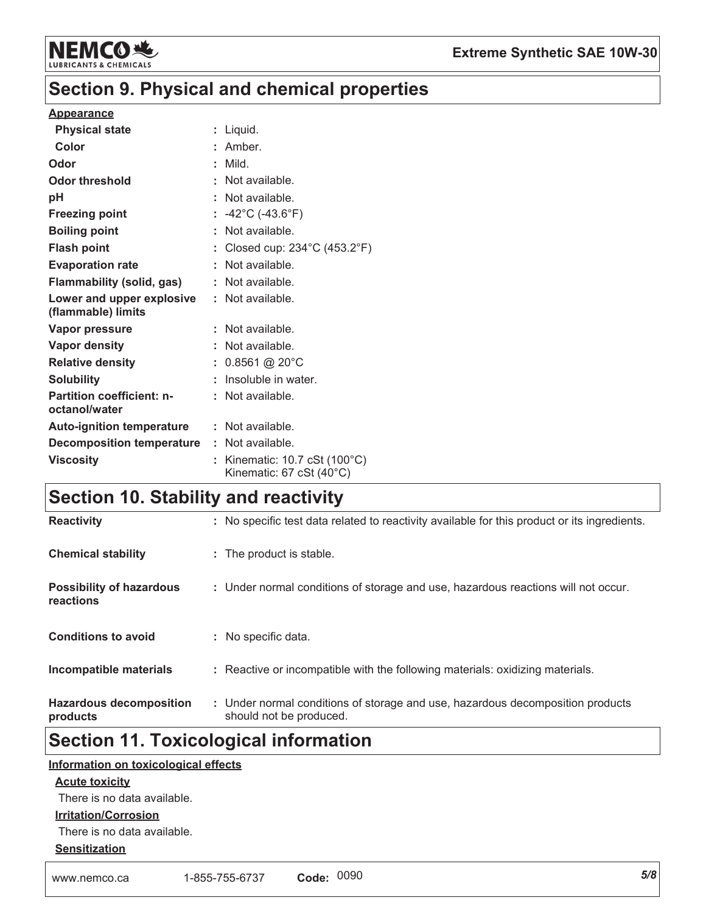## Section 9. Physical and chemical properties

**Appearance**

| | |
|---|---|
| **Physical state** | : Liquid. |
| **Color** | : Amber. |
| **Odor** | : Mild. |
| **Odor threshold** | : Not available. |
| **pH** | : Not available. |
| **Freezing point** | : -42°C (-43.6°F) |
| **Boiling point** | : Not available. |
| **Flash point** | : Closed cup: 234°C (453.2°F) |
| **Evaporation rate** | : Not available. |
| **Flammability (solid, gas)** | : Not available. |
| **Lower and upper explosive (flammable) limits** | : Not available. |
| **Vapor pressure** | : Not available. |
| **Vapor density** | : Not available. |
| **Relative density** | : 0.8561 @ 20°C |
| **Solubility** | : Insoluble in water. |
| **Partition coefficient: n-octanol/water** | : Not available. |
| **Auto-ignition temperature** | : Not available. |
| **Decomposition temperature** | : Not available. |
| **Viscosity** | : Kinematic: 10.7 cSt (100°C)<br>Kinematic: 67 cSt (40°C) |

## Section 10. Stability and reactivity

| | |
|---|---|
| **Reactivity** | : No specific test data related to reactivity available for this product or its ingredients. |
| **Chemical stability** | : The product is stable. |
| **Possibility of hazardous reactions** | : Under normal conditions of storage and use, hazardous reactions will not occur. |
| **Conditions to avoid** | : No specific data. |
| **Incompatible materials** | : Reactive or incompatible with the following materials: oxidizing materials. |
| **Hazardous decomposition products** | : Under normal conditions of storage and use, hazardous decomposition products should not be produced. |

## Section 11. Toxicological information

**Information on toxicological effects**

**Acute toxicity**

There is no data available.

**Irritation/Corrosion**

There is no data available.

**Sensitization**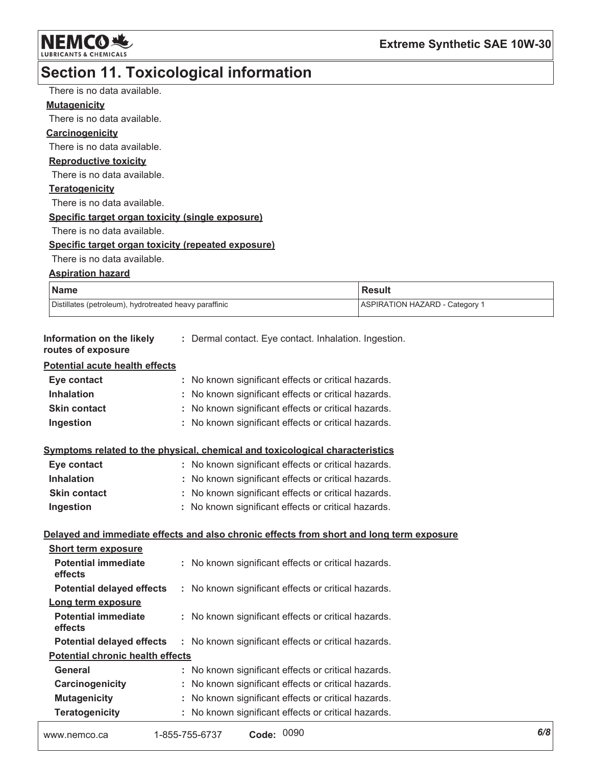## Section 11. Toxicological information

There is no data available.

**Mutagenicity**

There is no data available.

**Carcinogenicity**

There is no data available.

**Reproductive toxicity**

There is no data available.

**Teratogenicity**

There is no data available.

**Specific target organ toxicity (single exposure)**

There is no data available.

**Specific target organ toxicity (repeated exposure)**

There is no data available.

**Aspiration hazard**

| Name | Result |
|---|---|
| Distillates (petroleum), hydrotreated heavy paraffinic | ASPIRATION HAZARD - Category 1 |

**Information on the likely routes of exposure** : Dermal contact. Eye contact. Inhalation. Ingestion.

**Potential acute health effects**

- **Eye contact** : No known significant effects or critical hazards.
- **Inhalation** : No known significant effects or critical hazards.
- **Skin contact** : No known significant effects or critical hazards.
- **Ingestion** : No known significant effects or critical hazards.

**Symptoms related to the physical, chemical and toxicological characteristics**

- **Eye contact** : No known significant effects or critical hazards.
- **Inhalation** : No known significant effects or critical hazards.
- **Skin contact** : No known significant effects or critical hazards.
- **Ingestion** : No known significant effects or critical hazards.

**Delayed and immediate effects and also chronic effects from short and long term exposure**

**Short term exposure**

- **Potential immediate effects** : No known significant effects or critical hazards.
- **Potential delayed effects** : No known significant effects or critical hazards.

**Long term exposure**

- **Potential immediate effects** : No known significant effects or critical hazards.
- **Potential delayed effects** : No known significant effects or critical hazards.

**Potential chronic health effects**

- **General** : No known significant effects or critical hazards.
- **Carcinogenicity** : No known significant effects or critical hazards.
- **Mutagenicity** : No known significant effects or critical hazards.
- **Teratogenicity** : No known significant effects or critical hazards.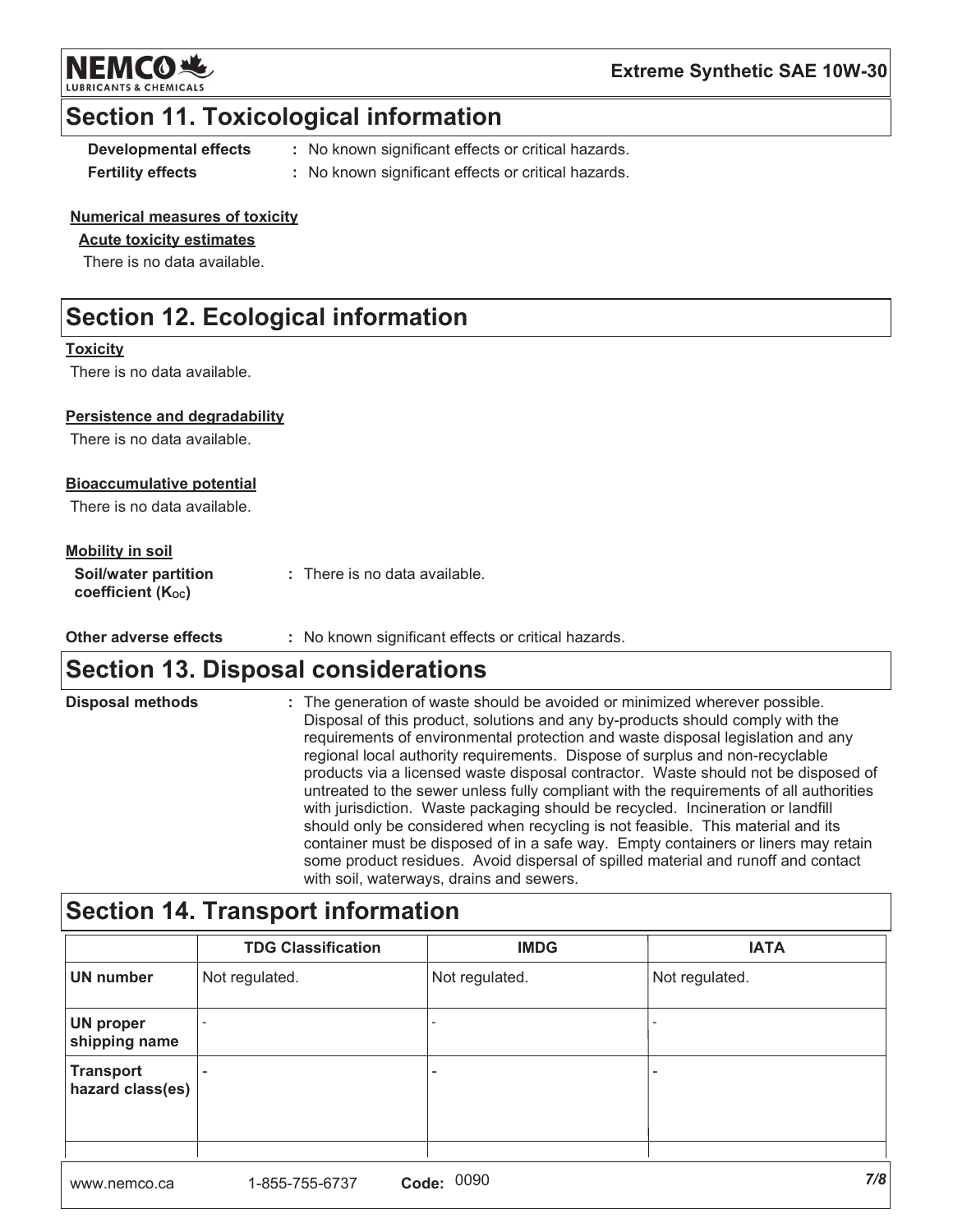## Section 11. Toxicological information

| | |
|---|---|
| **Developmental effects** | : No known significant effects or critical hazards. |
| **Fertility effects** | : No known significant effects or critical hazards. |

**Numerical measures of toxicity**

**Acute toxicity estimates**

There is no data available.

## Section 12. Ecological information

**Toxicity**

There is no data available.

**Persistence and degradability**

There is no data available.

**Bioaccumulative potential**

There is no data available.

**Mobility in soil**

| | |
|---|---|
| **Soil/water partition coefficient ($K_{OC}$)** | : There is no data available. |

| | |
|---|---|
| **Other adverse effects** | : No known significant effects or critical hazards. |

## Section 13. Disposal considerations

**Disposal methods** : The generation of waste should be avoided or minimized wherever possible. Disposal of this product, solutions and any by-products should comply with the requirements of environmental protection and waste disposal legislation and any regional local authority requirements. Dispose of surplus and non-recyclable products via a licensed waste disposal contractor. Waste should not be disposed of untreated to the sewer unless fully compliant with the requirements of all authorities with jurisdiction. Waste packaging should be recycled. Incineration or landfill should only be considered when recycling is not feasible. This material and its container must be disposed of in a safe way. Empty containers or liners may retain some product residues. Avoid dispersal of spilled material and runoff and contact with soil, waterways, drains and sewers.

## Section 14. Transport information

| | TDG Classification | IMDG | IATA |
|---|---|---|---|
| **UN number** | Not regulated. | Not regulated. | Not regulated. |
| **UN proper shipping name** | - | - | - |
| **Transport hazard class(es)** | - | - | - |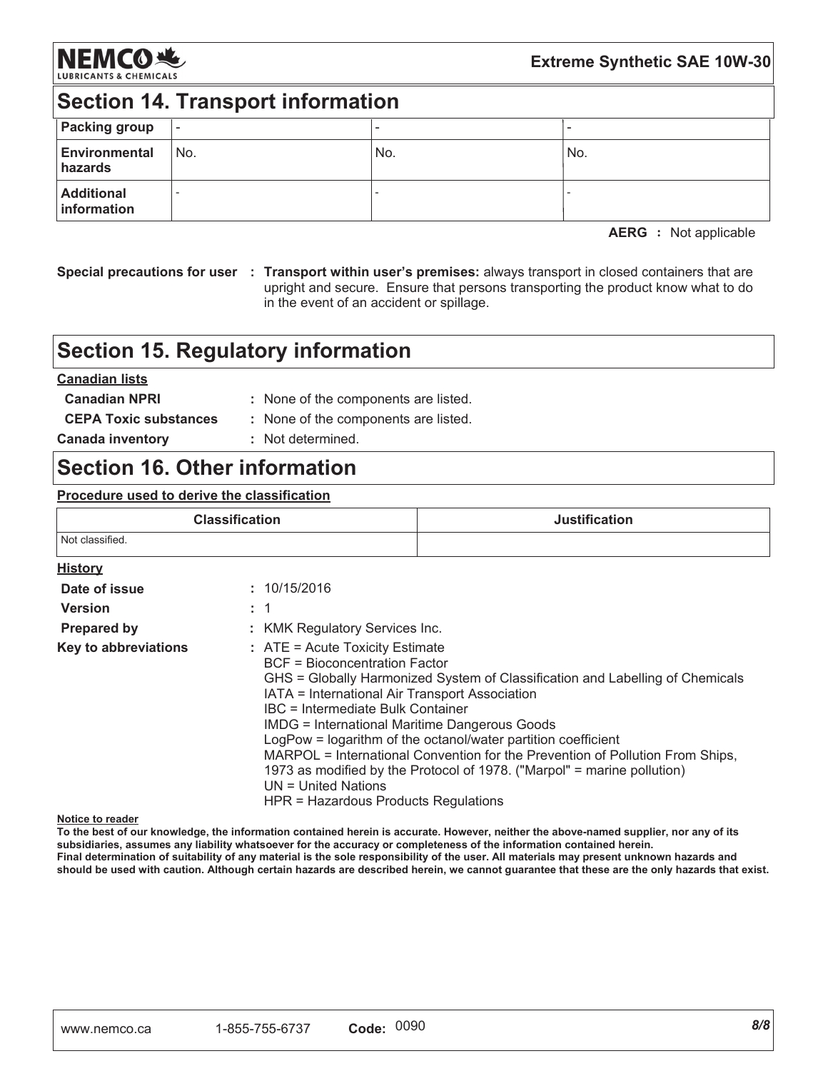## Section 14. Transport information

| Packing group | - | - | - |
|---|---|---|---|
| Environmental hazards | No. | No. | No. |
| Additional information | - | - | - |

**AERG :** Not applicable

**Special precautions for user :** **Transport within user's premises:** always transport in closed containers that are upright and secure. Ensure that persons transporting the product know what to do in the event of an accident or spillage.

## Section 15. Regulatory information

**Canadian lists**

**Canadian NPRI** : None of the components are listed.

**CEPA Toxic substances** : None of the components are listed.

**Canada inventory** : Not determined.

## Section 16. Other information

**Procedure used to derive the classification**

| Classification | Justification |
|---|---|
| Not classified. | |

**History**

**Date of issue** : 10/15/2016

**Version** : 1

**Prepared by** : KMK Regulatory Services Inc.

**Key to abbreviations** : ATE = Acute Toxicity Estimate
BCF = Bioconcentration Factor
GHS = Globally Harmonized System of Classification and Labelling of Chemicals
IATA = International Air Transport Association
IBC = Intermediate Bulk Container
IMDG = International Maritime Dangerous Goods
LogPow = logarithm of the octanol/water partition coefficient
MARPOL = International Convention for the Prevention of Pollution From Ships, 1973 as modified by the Protocol of 1978. ("Marpol" = marine pollution)
UN = United Nations
HPR = Hazardous Products Regulations

**Notice to reader**

**To the best of our knowledge, the information contained herein is accurate. However, neither the above-named supplier, nor any of its subsidiaries, assumes any liability whatsoever for the accuracy or completeness of the information contained herein.**
**Final determination of suitability of any material is the sole responsibility of the user. All materials may present unknown hazards and should be used with caution. Although certain hazards are described herein, we cannot guarantee that these are the only hazards that exist.**